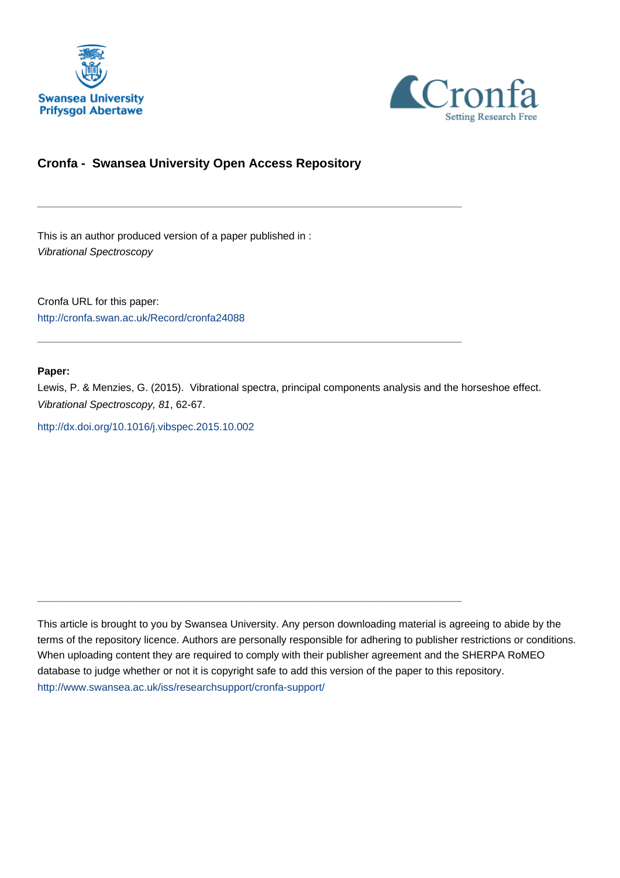Swansea University
Prifysgol Abertawe

Cronfa
Setting Research Free

# Cronfa - Swansea University Open Access Repository

---

This is an author produced version of a paper published in :
*Vibrational Spectroscopy*

Cronfa URL for this paper:
http://cronfa.swan.ac.uk/Record/cronfa24088

---

**Paper:**

Lewis, P. & Menzies, G. (2015). Vibrational spectra, principal components analysis and the horseshoe effect. *Vibrational Spectroscopy, 81*, 62-67.

http://dx.doi.org/10.1016/j.vibspec.2015.10.002

---

This article is brought to you by Swansea University. Any person downloading material is agreeing to abide by the terms of the repository licence. Authors are personally responsible for adhering to publisher restrictions or conditions. When uploading content they are required to comply with their publisher agreement and the SHERPA RoMEO database to judge whether or not it is copyright safe to add this version of the paper to this repository.
http://www.swansea.ac.uk/iss/researchsupport/cronfa-support/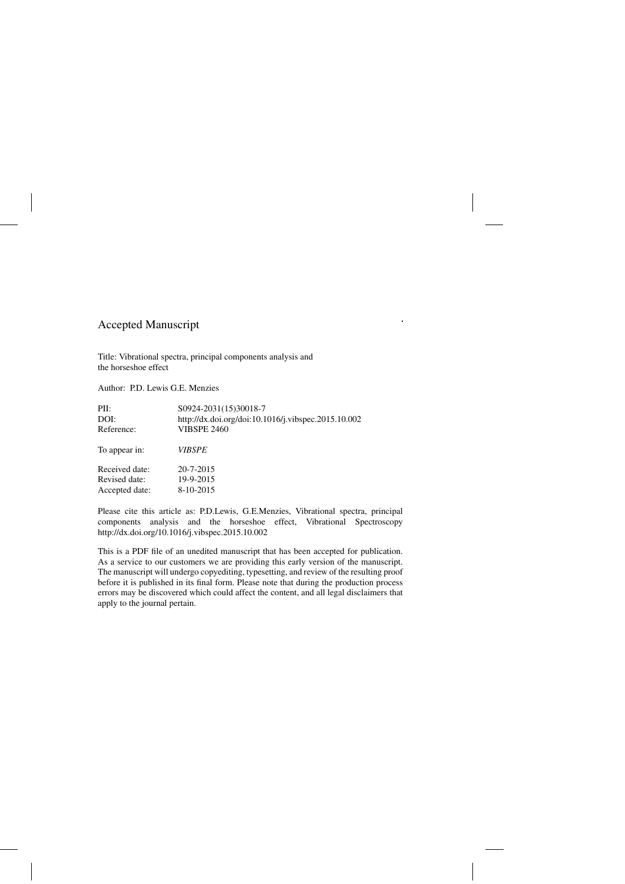Accepted Manuscript

Title: Vibrational spectra, principal components analysis and the horseshoe effect

Author: P.D. Lewis G.E. Menzies

| | |
|---|---|
| PII: | S0924-2031(15)30018-7 |
| DOI: | http://dx.doi.org/doi:10.1016/j.vibspec.2015.10.002 |
| Reference: | VIBSPE 2460 |
| | |
| To appear in: | *VIBSPE* |
| | |
| Received date: | 20-7-2015 |
| Revised date: | 19-9-2015 |
| Accepted date: | 8-10-2015 |

Please cite this article as: P.D.Lewis, G.E.Menzies, Vibrational spectra, principal components analysis and the horseshoe effect, Vibrational Spectroscopy http://dx.doi.org/10.1016/j.vibspec.2015.10.002

This is a PDF file of an unedited manuscript that has been accepted for publication. As a service to our customers we are providing this early version of the manuscript. The manuscript will undergo copyediting, typesetting, and review of the resulting proof before it is published in its final form. Please note that during the production process errors may be discovered which could affect the content, and all legal disclaimers that apply to the journal pertain.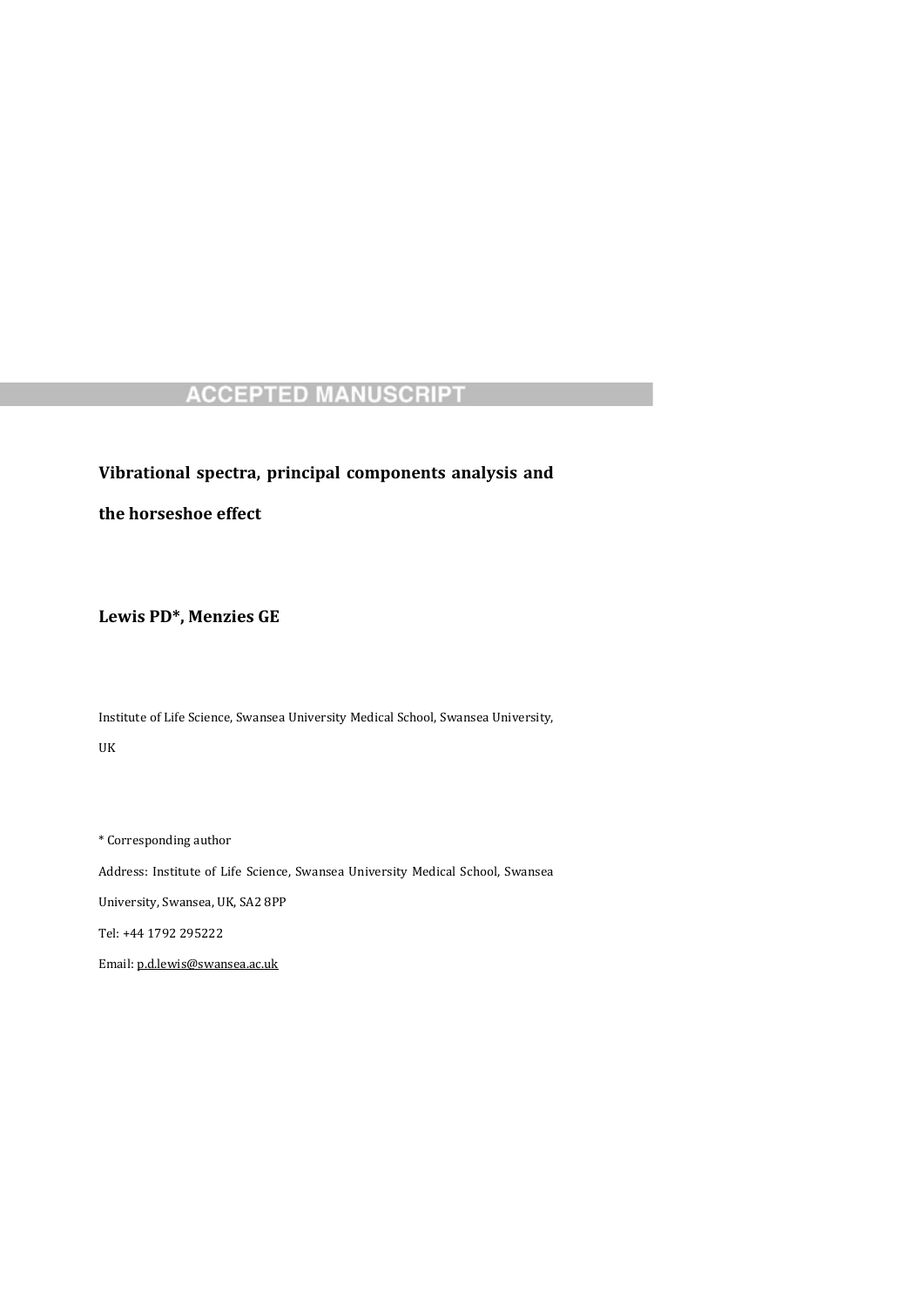# Vibrational spectra, principal components analysis and the horseshoe effect

**Lewis PD\*, Menzies GE**

Institute of Life Science, Swansea University Medical School, Swansea University, UK

\* Corresponding author

Address: Institute of Life Science, Swansea University Medical School, Swansea University, Swansea, UK, SA2 8PP

Tel: +44 1792 295222

Email: p.d.lewis@swansea.ac.uk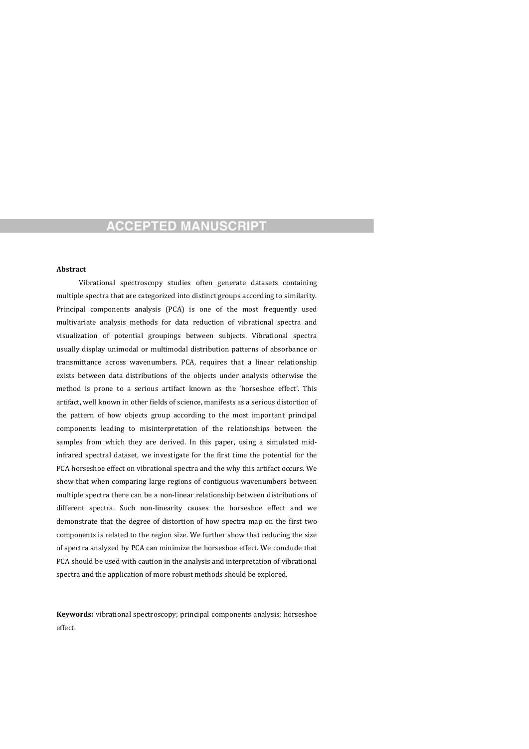**Abstract**

Vibrational spectroscopy studies often generate datasets containing multiple spectra that are categorized into distinct groups according to similarity. Principal components analysis (PCA) is one of the most frequently used multivariate analysis methods for data reduction of vibrational spectra and visualization of potential groupings between subjects. Vibrational spectra usually display unimodal or multimodal distribution patterns of absorbance or transmittance across wavenumbers. PCA, requires that a linear relationship exists between data distributions of the objects under analysis otherwise the method is prone to a serious artifact known as the 'horseshoe effect'. This artifact, well known in other fields of science, manifests as a serious distortion of the pattern of how objects group according to the most important principal components leading to misinterpretation of the relationships between the samples from which they are derived. In this paper, using a simulated mid-infrared spectral dataset, we investigate for the first time the potential for the PCA horseshoe effect on vibrational spectra and the why this artifact occurs. We show that when comparing large regions of contiguous wavenumbers between multiple spectra there can be a non-linear relationship between distributions of different spectra. Such non-linearity causes the horseshoe effect and we demonstrate that the degree of distortion of how spectra map on the first two components is related to the region size. We further show that reducing the size of spectra analyzed by PCA can minimize the horseshoe effect. We conclude that PCA should be used with caution in the analysis and interpretation of vibrational spectra and the application of more robust methods should be explored.

**Keywords:** vibrational spectroscopy; principal components analysis; horseshoe effect.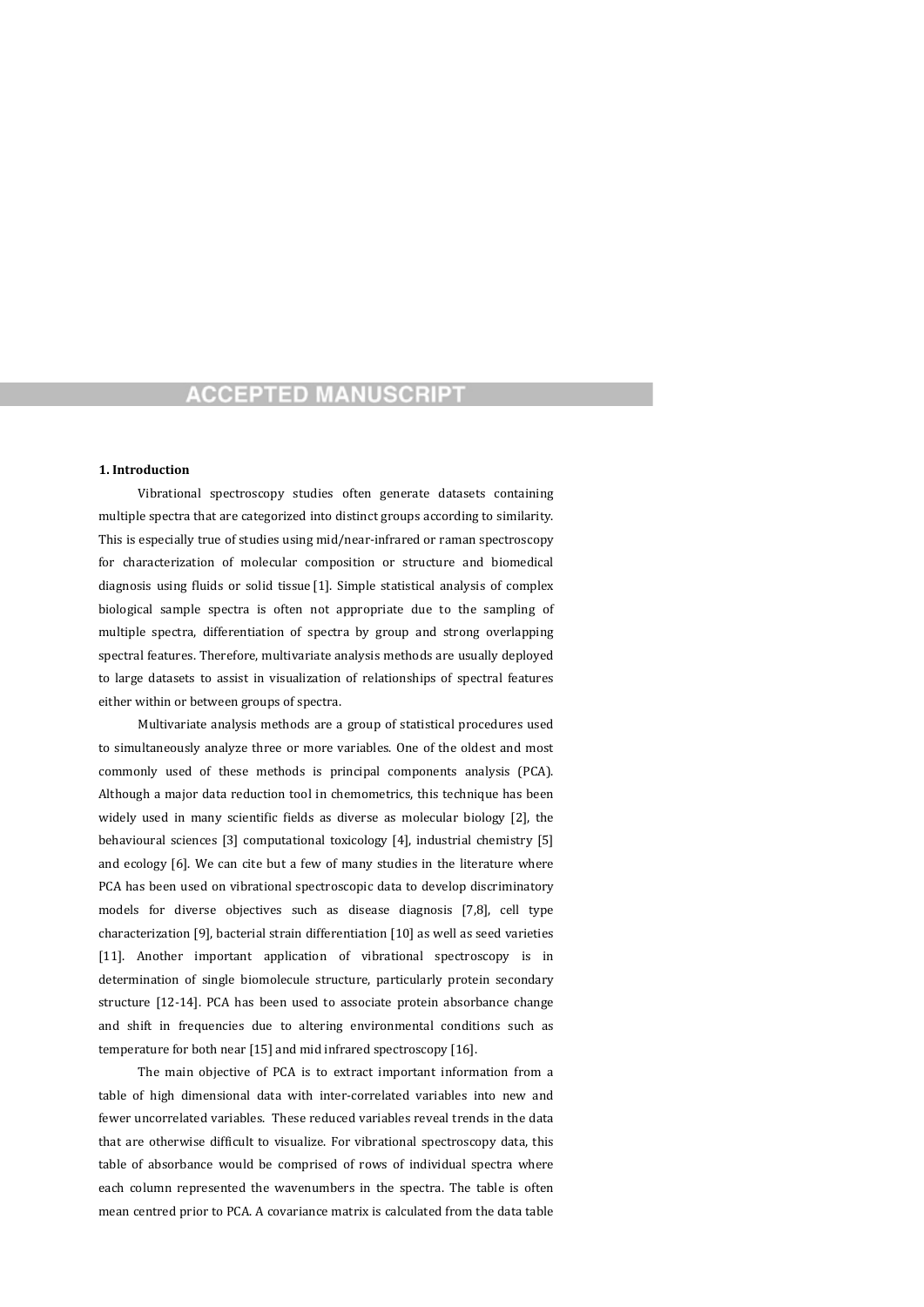## 1. Introduction

Vibrational spectroscopy studies often generate datasets containing multiple spectra that are categorized into distinct groups according to similarity. This is especially true of studies using mid/near-infrared or raman spectroscopy for characterization of molecular composition or structure and biomedical diagnosis using fluids or solid tissue [1]. Simple statistical analysis of complex biological sample spectra is often not appropriate due to the sampling of multiple spectra, differentiation of spectra by group and strong overlapping spectral features. Therefore, multivariate analysis methods are usually deployed to large datasets to assist in visualization of relationships of spectral features either within or between groups of spectra.

Multivariate analysis methods are a group of statistical procedures used to simultaneously analyze three or more variables. One of the oldest and most commonly used of these methods is principal components analysis (PCA). Although a major data reduction tool in chemometrics, this technique has been widely used in many scientific fields as diverse as molecular biology [2], the behavioural sciences [3] computational toxicology [4], industrial chemistry [5] and ecology [6]. We can cite but a few of many studies in the literature where PCA has been used on vibrational spectroscopic data to develop discriminatory models for diverse objectives such as disease diagnosis [7,8], cell type characterization [9], bacterial strain differentiation [10] as well as seed varieties [11]. Another important application of vibrational spectroscopy is in determination of single biomolecule structure, particularly protein secondary structure [12-14]. PCA has been used to associate protein absorbance change and shift in frequencies due to altering environmental conditions such as temperature for both near [15] and mid infrared spectroscopy [16].

The main objective of PCA is to extract important information from a table of high dimensional data with inter-correlated variables into new and fewer uncorrelated variables. These reduced variables reveal trends in the data that are otherwise difficult to visualize. For vibrational spectroscopy data, this table of absorbance would be comprised of rows of individual spectra where each column represented the wavenumbers in the spectra. The table is often mean centred prior to PCA. A covariance matrix is calculated from the data table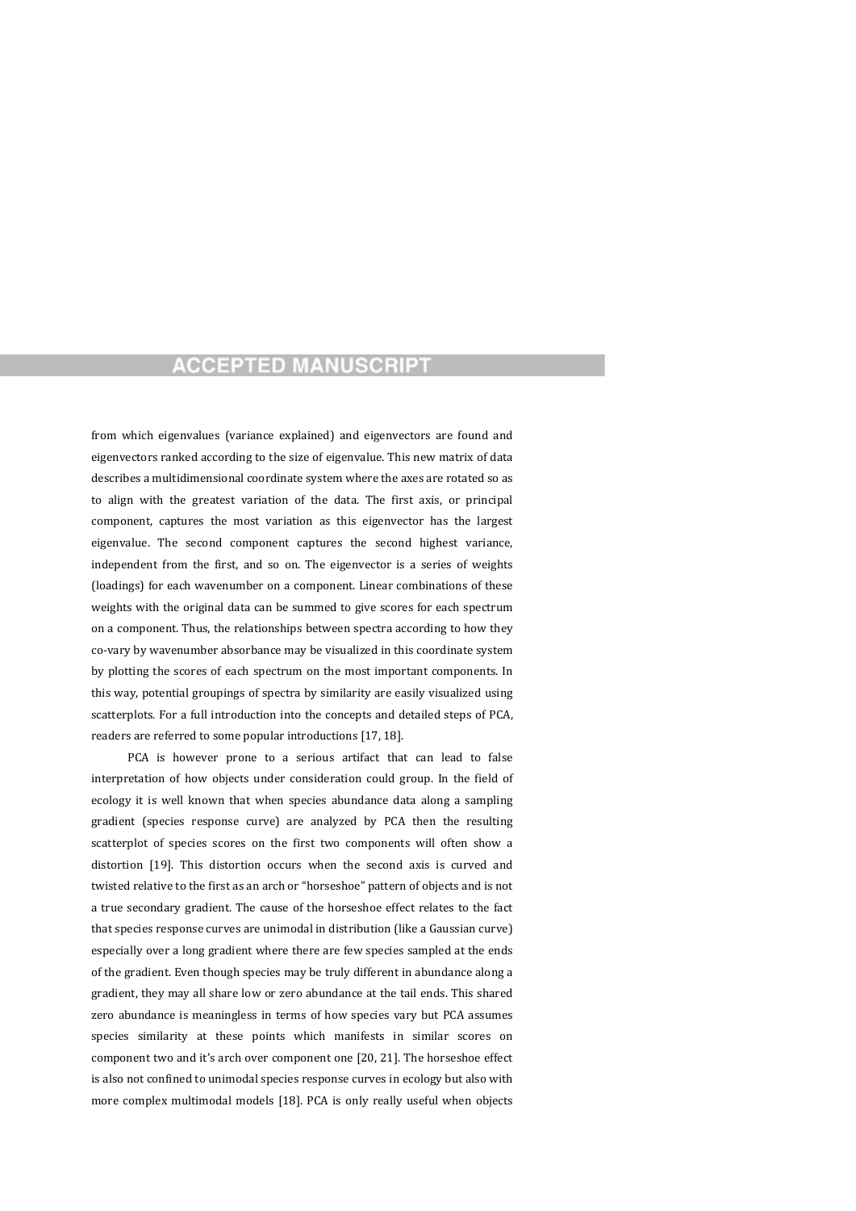from which eigenvalues (variance explained) and eigenvectors are found and eigenvectors ranked according to the size of eigenvalue. This new matrix of data describes a multidimensional coordinate system where the axes are rotated so as to align with the greatest variation of the data. The first axis, or principal component, captures the most variation as this eigenvector has the largest eigenvalue. The second component captures the second highest variance, independent from the first, and so on. The eigenvector is a series of weights (loadings) for each wavenumber on a component. Linear combinations of these weights with the original data can be summed to give scores for each spectrum on a component. Thus, the relationships between spectra according to how they co-vary by wavenumber absorbance may be visualized in this coordinate system by plotting the scores of each spectrum on the most important components. In this way, potential groupings of spectra by similarity are easily visualized using scatterplots. For a full introduction into the concepts and detailed steps of PCA, readers are referred to some popular introductions [17, 18].

PCA is however prone to a serious artifact that can lead to false interpretation of how objects under consideration could group. In the field of ecology it is well known that when species abundance data along a sampling gradient (species response curve) are analyzed by PCA then the resulting scatterplot of species scores on the first two components will often show a distortion [19]. This distortion occurs when the second axis is curved and twisted relative to the first as an arch or "horseshoe" pattern of objects and is not a true secondary gradient. The cause of the horseshoe effect relates to the fact that species response curves are unimodal in distribution (like a Gaussian curve) especially over a long gradient where there are few species sampled at the ends of the gradient. Even though species may be truly different in abundance along a gradient, they may all share low or zero abundance at the tail ends. This shared zero abundance is meaningless in terms of how species vary but PCA assumes species similarity at these points which manifests in similar scores on component two and it's arch over component one [20, 21]. The horseshoe effect is also not confined to unimodal species response curves in ecology but also with more complex multimodal models [18]. PCA is only really useful when objects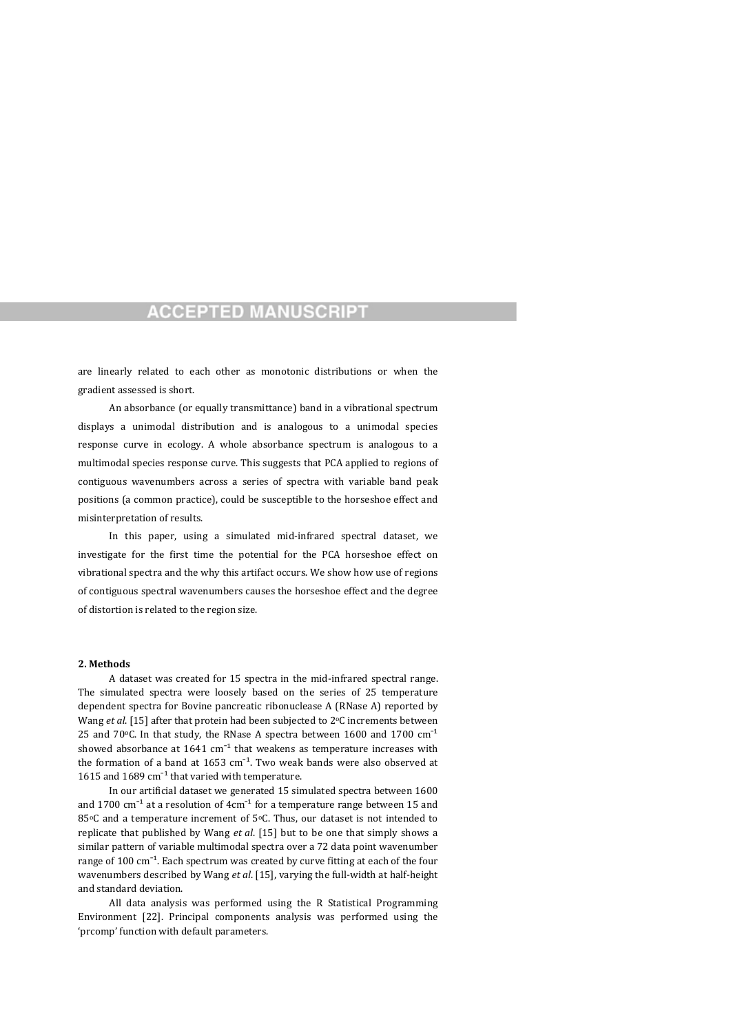are linearly related to each other as monotonic distributions or when the gradient assessed is short.

An absorbance (or equally transmittance) band in a vibrational spectrum displays a unimodal distribution and is analogous to a unimodal species response curve in ecology. A whole absorbance spectrum is analogous to a multimodal species response curve. This suggests that PCA applied to regions of contiguous wavenumbers across a series of spectra with variable band peak positions (a common practice), could be susceptible to the horseshoe effect and misinterpretation of results.

In this paper, using a simulated mid-infrared spectral dataset, we investigate for the first time the potential for the PCA horseshoe effect on vibrational spectra and the why this artifact occurs. We show how use of regions of contiguous spectral wavenumbers causes the horseshoe effect and the degree of distortion is related to the region size.

## 2. Methods

A dataset was created for 15 spectra in the mid-infrared spectral range. The simulated spectra were loosely based on the series of 25 temperature dependent spectra for Bovine pancreatic ribonuclease A (RNase A) reported by Wang *et al*. [15] after that protein had been subjected to 2°C increments between 25 and 70°C. In that study, the RNase A spectra between 1600 and 1700 cm$^{-1}$ showed absorbance at 1641 cm$^{-1}$ that weakens as temperature increases with the formation of a band at 1653 cm$^{-1}$. Two weak bands were also observed at 1615 and 1689 cm$^{-1}$ that varied with temperature.

In our artificial dataset we generated 15 simulated spectra between 1600 and 1700 cm$^{-1}$ at a resolution of 4cm$^{-1}$ for a temperature range between 15 and 85°C and a temperature increment of 5°C. Thus, our dataset is not intended to replicate that published by Wang *et al*. [15] but to be one that simply shows a similar pattern of variable multimodal spectra over a 72 data point wavenumber range of 100 cm$^{-1}$. Each spectrum was created by curve fitting at each of the four wavenumbers described by Wang *et al*. [15], varying the full-width at half-height and standard deviation.

All data analysis was performed using the R Statistical Programming Environment [22]. Principal components analysis was performed using the 'prcomp' function with default parameters.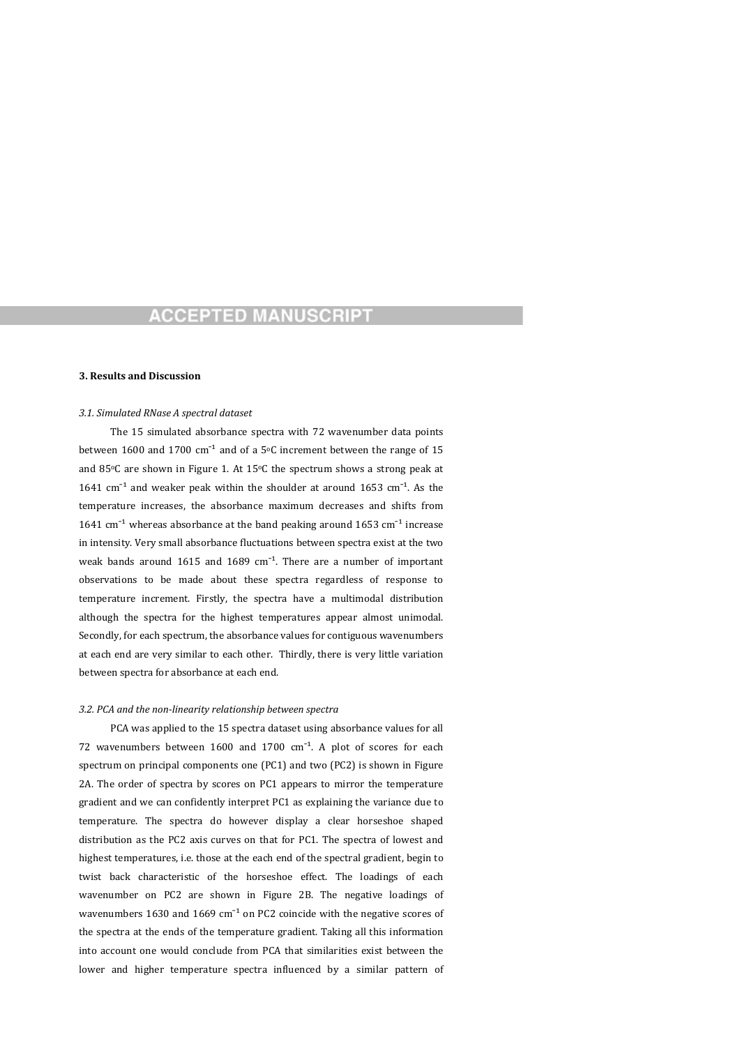## 3. Results and Discussion

### *3.1. Simulated RNase A spectral dataset*

The 15 simulated absorbance spectra with 72 wavenumber data points between 1600 and 1700 cm$^{-1}$ and of a 5°C increment between the range of 15 and 85°C are shown in Figure 1. At 15°C the spectrum shows a strong peak at 1641 cm$^{-1}$ and weaker peak within the shoulder at around 1653 cm$^{-1}$. As the temperature increases, the absorbance maximum decreases and shifts from 1641 cm$^{-1}$ whereas absorbance at the band peaking around 1653 cm$^{-1}$ increase in intensity. Very small absorbance fluctuations between spectra exist at the two weak bands around 1615 and 1689 cm$^{-1}$. There are a number of important observations to be made about these spectra regardless of response to temperature increment. Firstly, the spectra have a multimodal distribution although the spectra for the highest temperatures appear almost unimodal. Secondly, for each spectrum, the absorbance values for contiguous wavenumbers at each end are very similar to each other. Thirdly, there is very little variation between spectra for absorbance at each end.

### *3.2. PCA and the non-linearity relationship between spectra*

PCA was applied to the 15 spectra dataset using absorbance values for all 72 wavenumbers between 1600 and 1700 cm$^{-1}$. A plot of scores for each spectrum on principal components one (PC1) and two (PC2) is shown in Figure 2A. The order of spectra by scores on PC1 appears to mirror the temperature gradient and we can confidently interpret PC1 as explaining the variance due to temperature. The spectra do however display a clear horseshoe shaped distribution as the PC2 axis curves on that for PC1. The spectra of lowest and highest temperatures, i.e. those at the each end of the spectral gradient, begin to twist back characteristic of the horseshoe effect. The loadings of each wavenumber on PC2 are shown in Figure 2B. The negative loadings of wavenumbers 1630 and 1669 cm$^{-1}$ on PC2 coincide with the negative scores of the spectra at the ends of the temperature gradient. Taking all this information into account one would conclude from PCA that similarities exist between the lower and higher temperature spectra influenced by a similar pattern of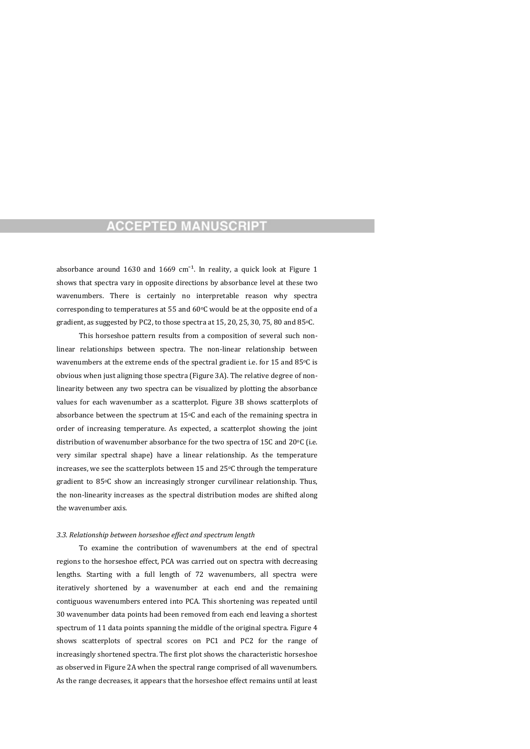absorbance around 1630 and 1669 $cm^{-1}$. In reality, a quick look at Figure 1 shows that spectra vary in opposite directions by absorbance level at these two wavenumbers. There is certainly no interpretable reason why spectra corresponding to temperatures at 55 and 60°C would be at the opposite end of a gradient, as suggested by PC2, to those spectra at 15, 20, 25, 30, 75, 80 and 85°C.

This horseshoe pattern results from a composition of several such non-linear relationships between spectra. The non-linear relationship between wavenumbers at the extreme ends of the spectral gradient i.e. for 15 and 85°C is obvious when just aligning those spectra (Figure 3A). The relative degree of non-linearity between any two spectra can be visualized by plotting the absorbance values for each wavenumber as a scatterplot. Figure 3B shows scatterplots of absorbance between the spectrum at 15°C and each of the remaining spectra in order of increasing temperature. As expected, a scatterplot showing the joint distribution of wavenumber absorbance for the two spectra of 15C and 20°C (i.e. very similar spectral shape) have a linear relationship. As the temperature increases, we see the scatterplots between 15 and 25°C through the temperature gradient to 85°C show an increasingly stronger curvilinear relationship. Thus, the non-linearity increases as the spectral distribution modes are shifted along the wavenumber axis.

### *3.3. Relationship between horseshoe effect and spectrum length*

To examine the contribution of wavenumbers at the end of spectral regions to the horseshoe effect, PCA was carried out on spectra with decreasing lengths. Starting with a full length of 72 wavenumbers, all spectra were iteratively shortened by a wavenumber at each end and the remaining contiguous wavenumbers entered into PCA. This shortening was repeated until 30 wavenumber data points had been removed from each end leaving a shortest spectrum of 11 data points spanning the middle of the original spectra. Figure 4 shows scatterplots of spectral scores on PC1 and PC2 for the range of increasingly shortened spectra. The first plot shows the characteristic horseshoe as observed in Figure 2A when the spectral range comprised of all wavenumbers. As the range decreases, it appears that the horseshoe effect remains until at least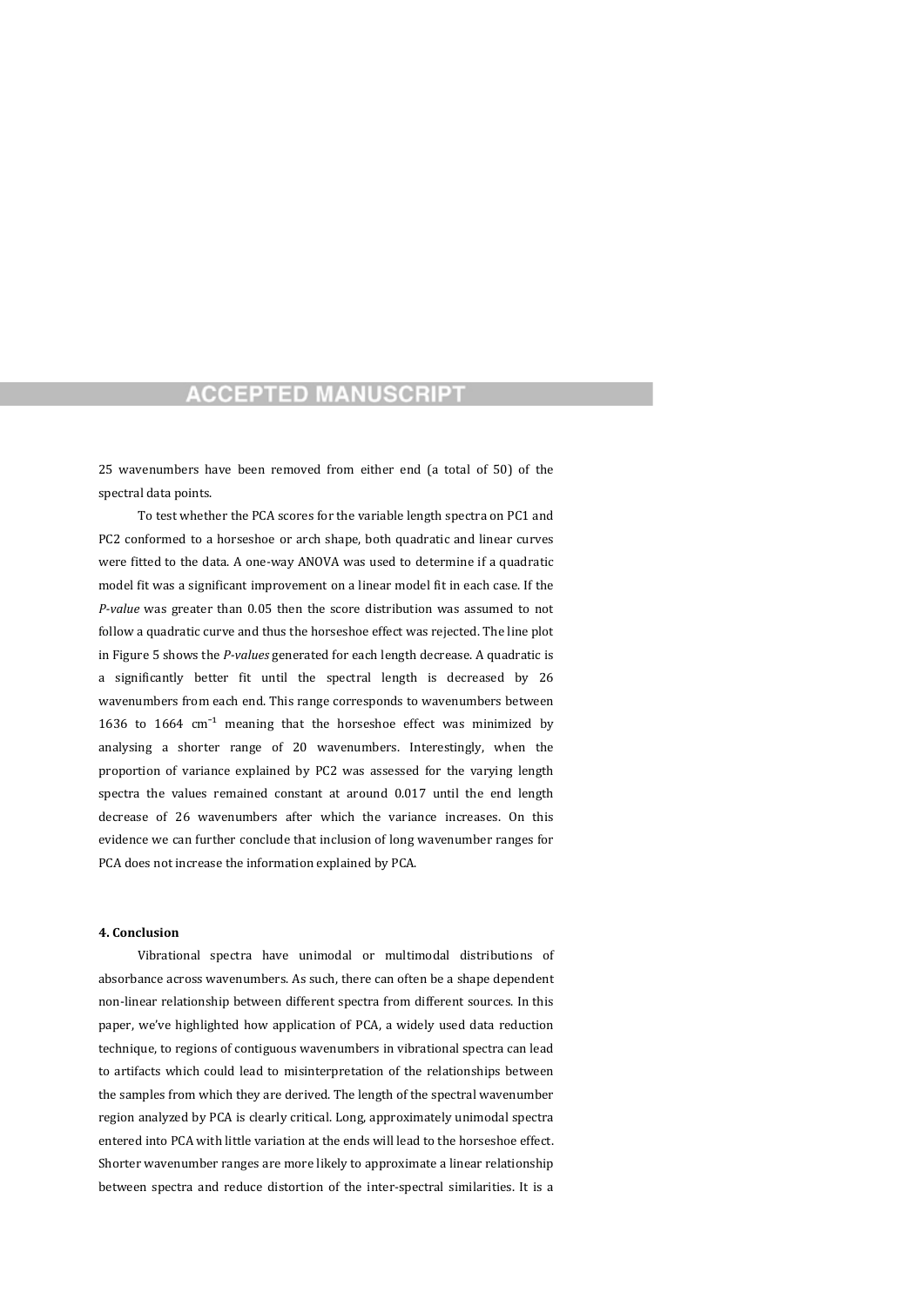25 wavenumbers have been removed from either end (a total of 50) of the spectral data points.

To test whether the PCA scores for the variable length spectra on PC1 and PC2 conformed to a horseshoe or arch shape, both quadratic and linear curves were fitted to the data. A one-way ANOVA was used to determine if a quadratic model fit was a significant improvement on a linear model fit in each case. If the *P-value* was greater than 0.05 then the score distribution was assumed to not follow a quadratic curve and thus the horseshoe effect was rejected. The line plot in Figure 5 shows the *P-values* generated for each length decrease. A quadratic is a significantly better fit until the spectral length is decreased by 26 wavenumbers from each end. This range corresponds to wavenumbers between 1636 to 1664 $cm^{-1}$ meaning that the horseshoe effect was minimized by analysing a shorter range of 20 wavenumbers. Interestingly, when the proportion of variance explained by PC2 was assessed for the varying length spectra the values remained constant at around 0.017 until the end length decrease of 26 wavenumbers after which the variance increases. On this evidence we can further conclude that inclusion of long wavenumber ranges for PCA does not increase the information explained by PCA.

**4. Conclusion**

Vibrational spectra have unimodal or multimodal distributions of absorbance across wavenumbers. As such, there can often be a shape dependent non-linear relationship between different spectra from different sources. In this paper, we've highlighted how application of PCA, a widely used data reduction technique, to regions of contiguous wavenumbers in vibrational spectra can lead to artifacts which could lead to misinterpretation of the relationships between the samples from which they are derived. The length of the spectral wavenumber region analyzed by PCA is clearly critical. Long, approximately unimodal spectra entered into PCA with little variation at the ends will lead to the horseshoe effect. Shorter wavenumber ranges are more likely to approximate a linear relationship between spectra and reduce distortion of the inter-spectral similarities. It is a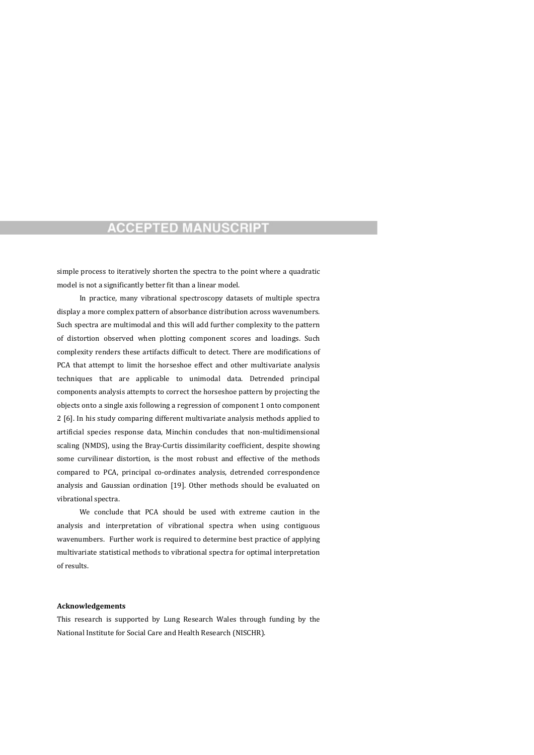simple process to iteratively shorten the spectra to the point where a quadratic model is not a significantly better fit than a linear model.

In practice, many vibrational spectroscopy datasets of multiple spectra display a more complex pattern of absorbance distribution across wavenumbers. Such spectra are multimodal and this will add further complexity to the pattern of distortion observed when plotting component scores and loadings. Such complexity renders these artifacts difficult to detect. There are modifications of PCA that attempt to limit the horseshoe effect and other multivariate analysis techniques that are applicable to unimodal data. Detrended principal components analysis attempts to correct the horseshoe pattern by projecting the objects onto a single axis following a regression of component 1 onto component 2 [6]. In his study comparing different multivariate analysis methods applied to artificial species response data, Minchin concludes that non-multidimensional scaling (NMDS), using the Bray-Curtis dissimilarity coefficient, despite showing some curvilinear distortion, is the most robust and effective of the methods compared to PCA, principal co-ordinates analysis, detrended correspondence analysis and Gaussian ordination [19]. Other methods should be evaluated on vibrational spectra.

We conclude that PCA should be used with extreme caution in the analysis and interpretation of vibrational spectra when using contiguous wavenumbers. Further work is required to determine best practice of applying multivariate statistical methods to vibrational spectra for optimal interpretation of results.

**Acknowledgements**

This research is supported by Lung Research Wales through funding by the National Institute for Social Care and Health Research (NISCHR).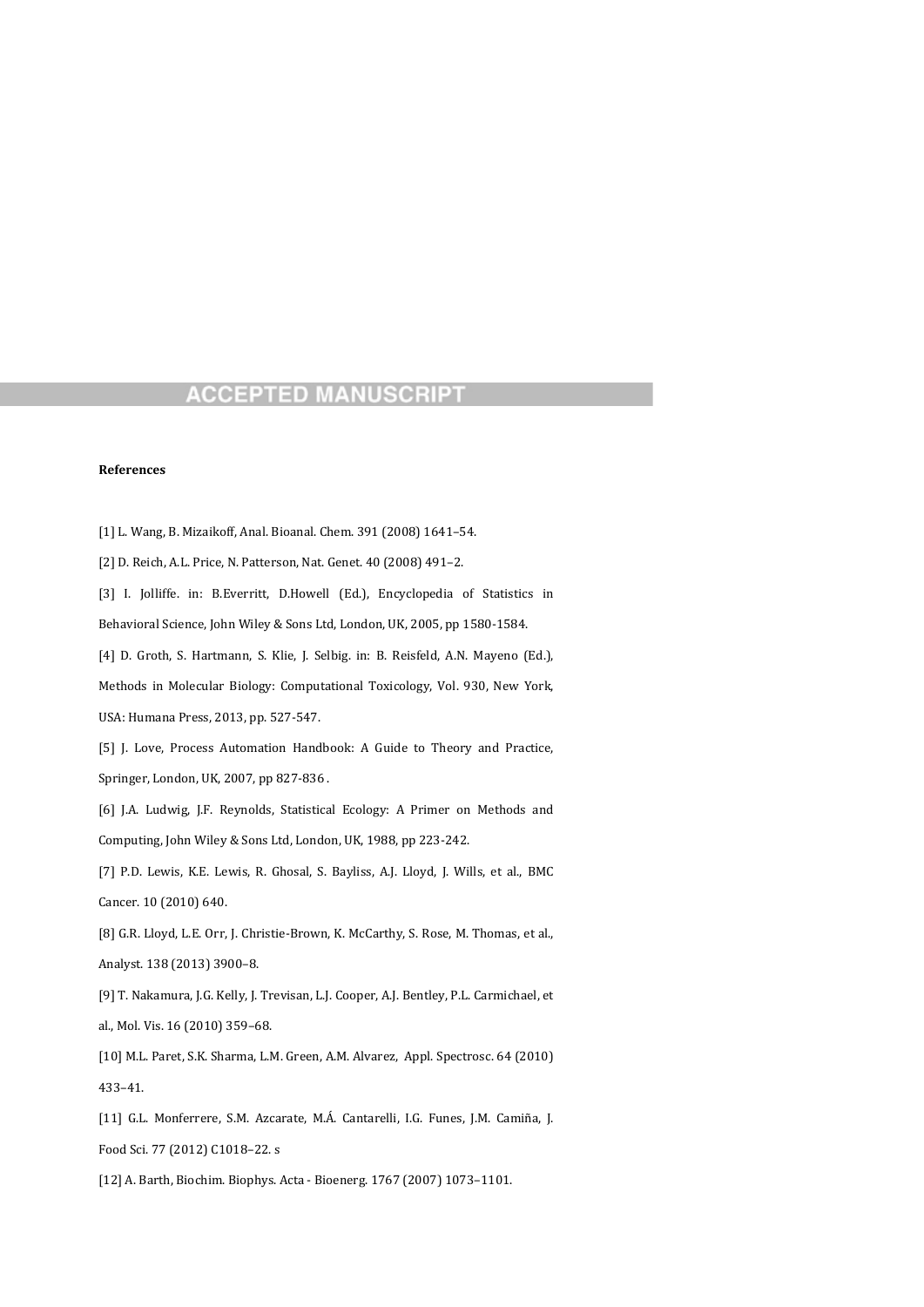**References**

[1] L. Wang, B. Mizaikoff, Anal. Bioanal. Chem. 391 (2008) 1641–54.

[2] D. Reich, A.L. Price, N. Patterson, Nat. Genet. 40 (2008) 491–2.

[3] I. Jolliffe. in: B.Everritt, D.Howell (Ed.), Encyclopedia of Statistics in Behavioral Science, John Wiley & Sons Ltd, London, UK, 2005, pp 1580-1584.

[4] D. Groth, S. Hartmann, S. Klie, J. Selbig. in: B. Reisfeld, A.N. Mayeno (Ed.), Methods in Molecular Biology: Computational Toxicology, Vol. 930, New York, USA: Humana Press, 2013, pp. 527-547.

[5] J. Love, Process Automation Handbook: A Guide to Theory and Practice, Springer, London, UK, 2007, pp 827-836 .

[6] J.A. Ludwig, J.F. Reynolds, Statistical Ecology: A Primer on Methods and Computing, John Wiley & Sons Ltd, London, UK, 1988, pp 223-242.

[7] P.D. Lewis, K.E. Lewis, R. Ghosal, S. Bayliss, A.J. Lloyd, J. Wills, et al., BMC Cancer. 10 (2010) 640.

[8] G.R. Lloyd, L.E. Orr, J. Christie-Brown, K. McCarthy, S. Rose, M. Thomas, et al., Analyst. 138 (2013) 3900–8.

[9] T. Nakamura, J.G. Kelly, J. Trevisan, L.J. Cooper, A.J. Bentley, P.L. Carmichael, et al., Mol. Vis. 16 (2010) 359–68.

[10] M.L. Paret, S.K. Sharma, L.M. Green, A.M. Alvarez, Appl. Spectrosc. 64 (2010) 433–41.

[11] G.L. Monferrere, S.M. Azcarate, M.Á. Cantarelli, I.G. Funes, J.M. Camiña, J. Food Sci. 77 (2012) C1018–22. s

[12] A. Barth, Biochim. Biophys. Acta - Bioenerg. 1767 (2007) 1073–1101.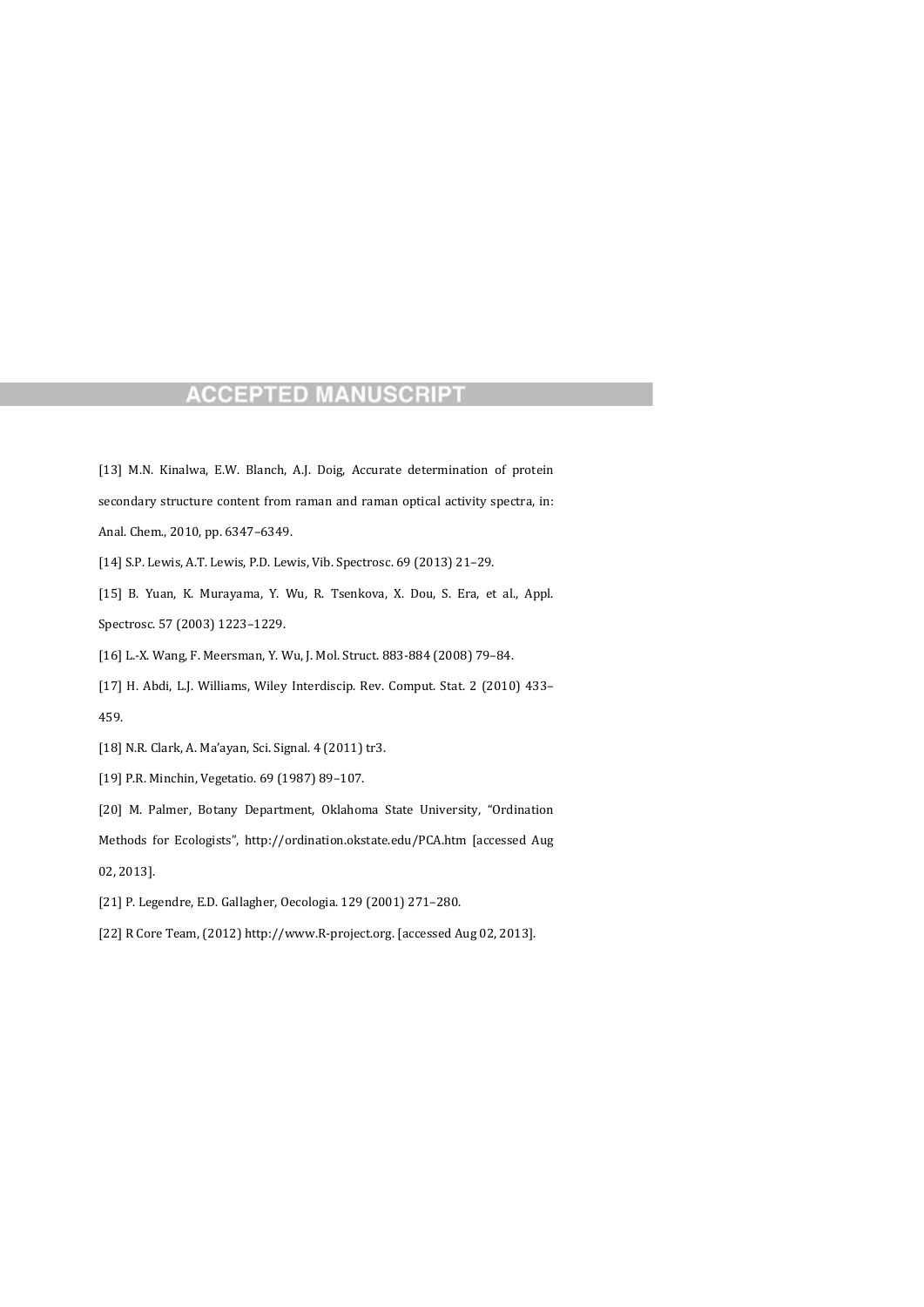[13] M.N. Kinalwa, E.W. Blanch, A.J. Doig, Accurate determination of protein secondary structure content from raman and raman optical activity spectra, in: Anal. Chem., 2010, pp. 6347–6349.

[14] S.P. Lewis, A.T. Lewis, P.D. Lewis, Vib. Spectrosc. 69 (2013) 21–29.

[15] B. Yuan, K. Murayama, Y. Wu, R. Tsenkova, X. Dou, S. Era, et al., Appl. Spectrosc. 57 (2003) 1223–1229.

[16] L.-X. Wang, F. Meersman, Y. Wu, J. Mol. Struct. 883-884 (2008) 79–84.

[17] H. Abdi, L.J. Williams, Wiley Interdiscip. Rev. Comput. Stat. 2 (2010) 433–459.

[18] N.R. Clark, A. Ma'ayan, Sci. Signal. 4 (2011) tr3.

[19] P.R. Minchin, Vegetatio. 69 (1987) 89–107.

[20] M. Palmer, Botany Department, Oklahoma State University, "Ordination Methods for Ecologists", http://ordination.okstate.edu/PCA.htm [accessed Aug 02, 2013].

[21] P. Legendre, E.D. Gallagher, Oecologia. 129 (2001) 271–280.

[22] R Core Team, (2012) http://www.R-project.org. [accessed Aug 02, 2013].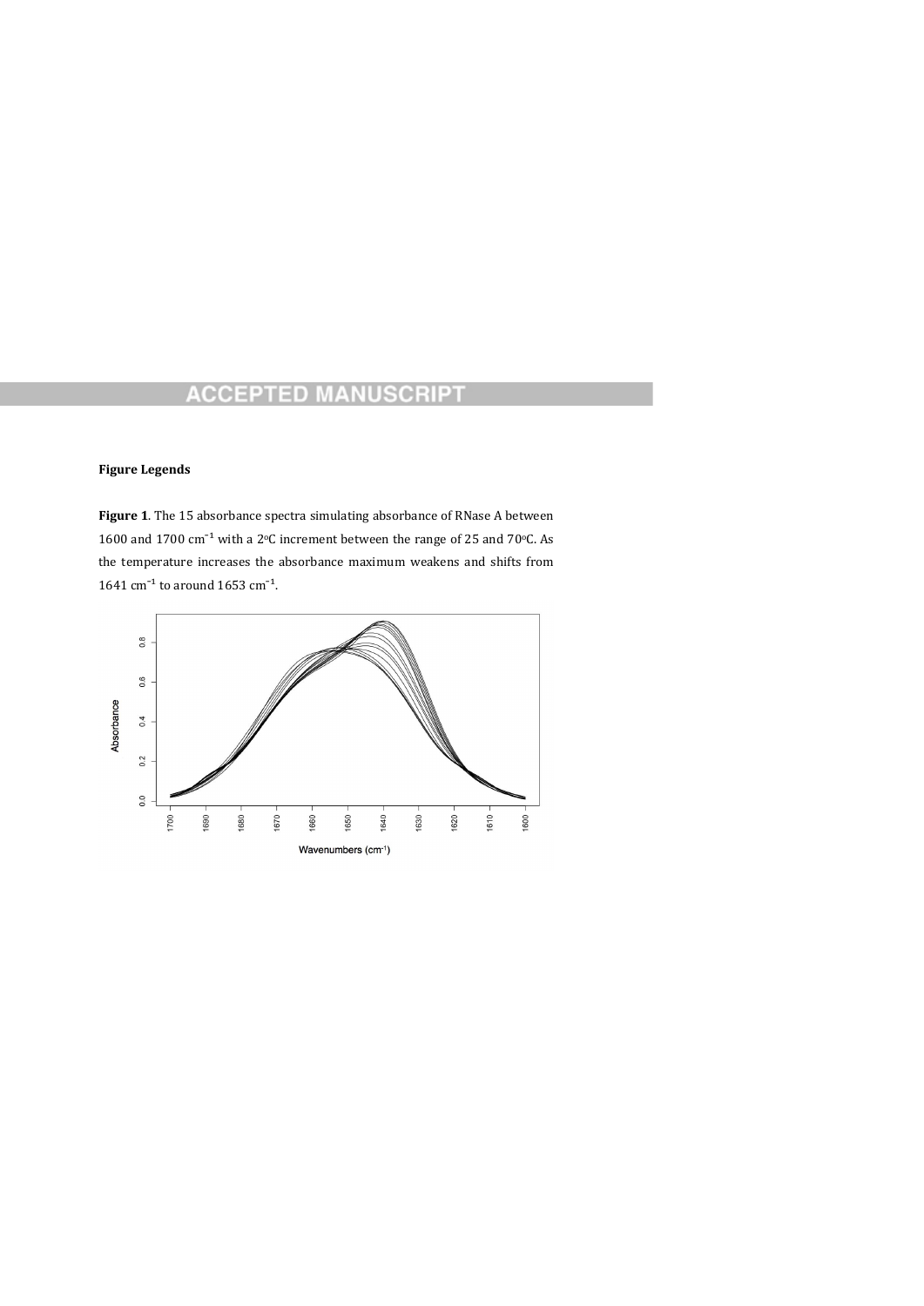**Figure Legends**

**Figure 1**. The 15 absorbance spectra simulating absorbance of RNase A between 1600 and 1700 cm$^{-1}$ with a 2°C increment between the range of 25 and 70°C. As the temperature increases the absorbance maximum weakens and shifts from 1641 cm$^{-1}$ to around 1653 cm$^{-1}$.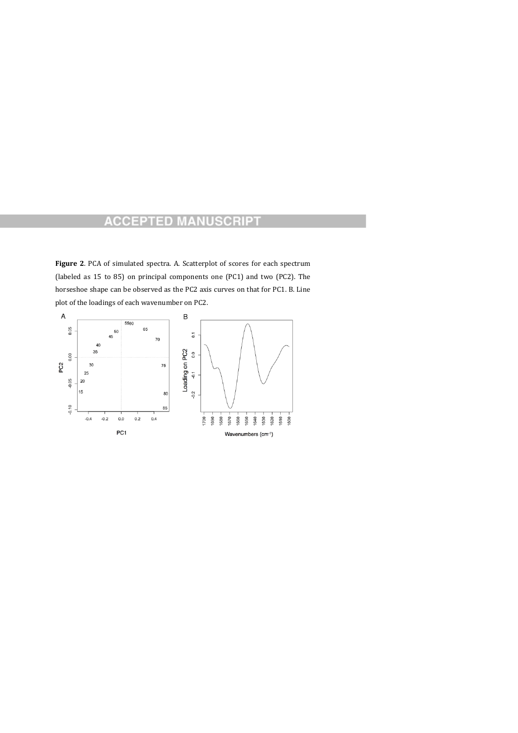**Figure 2**. PCA of simulated spectra. A. Scatterplot of scores for each spectrum (labeled as 15 to 85) on principal components one (PC1) and two (PC2). The horseshoe shape can be observed as the PC2 axis curves on that for PC1. B. Line plot of the loadings of each wavenumber on PC2.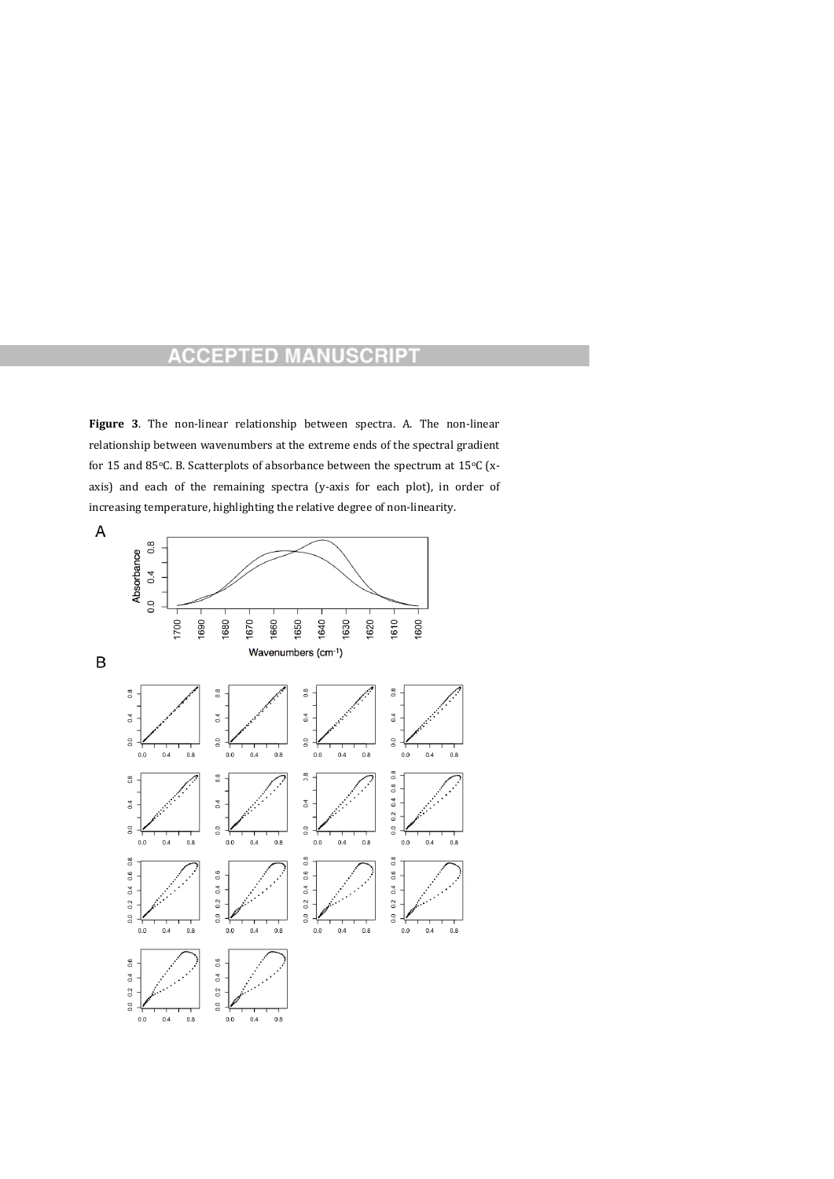**Figure 3**. The non-linear relationship between spectra. A. The non-linear relationship between wavenumbers at the extreme ends of the spectral gradient for 15 and 85°C. B. Scatterplots of absorbance between the spectrum at 15°C (x-axis) and each of the remaining spectra (y-axis for each plot), in order of increasing temperature, highlighting the relative degree of non-linearity.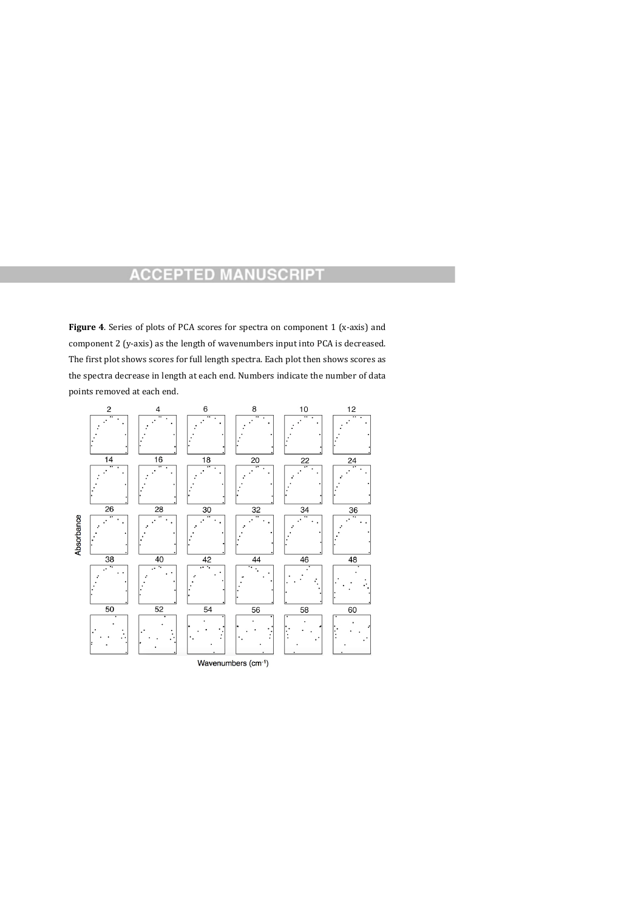**Figure 4**. Series of plots of PCA scores for spectra on component 1 (x-axis) and component 2 (y-axis) as the length of wavenumbers input into PCA is decreased. The first plot shows scores for full length spectra. Each plot then shows scores as the spectra decrease in length at each end. Numbers indicate the number of data points removed at each end.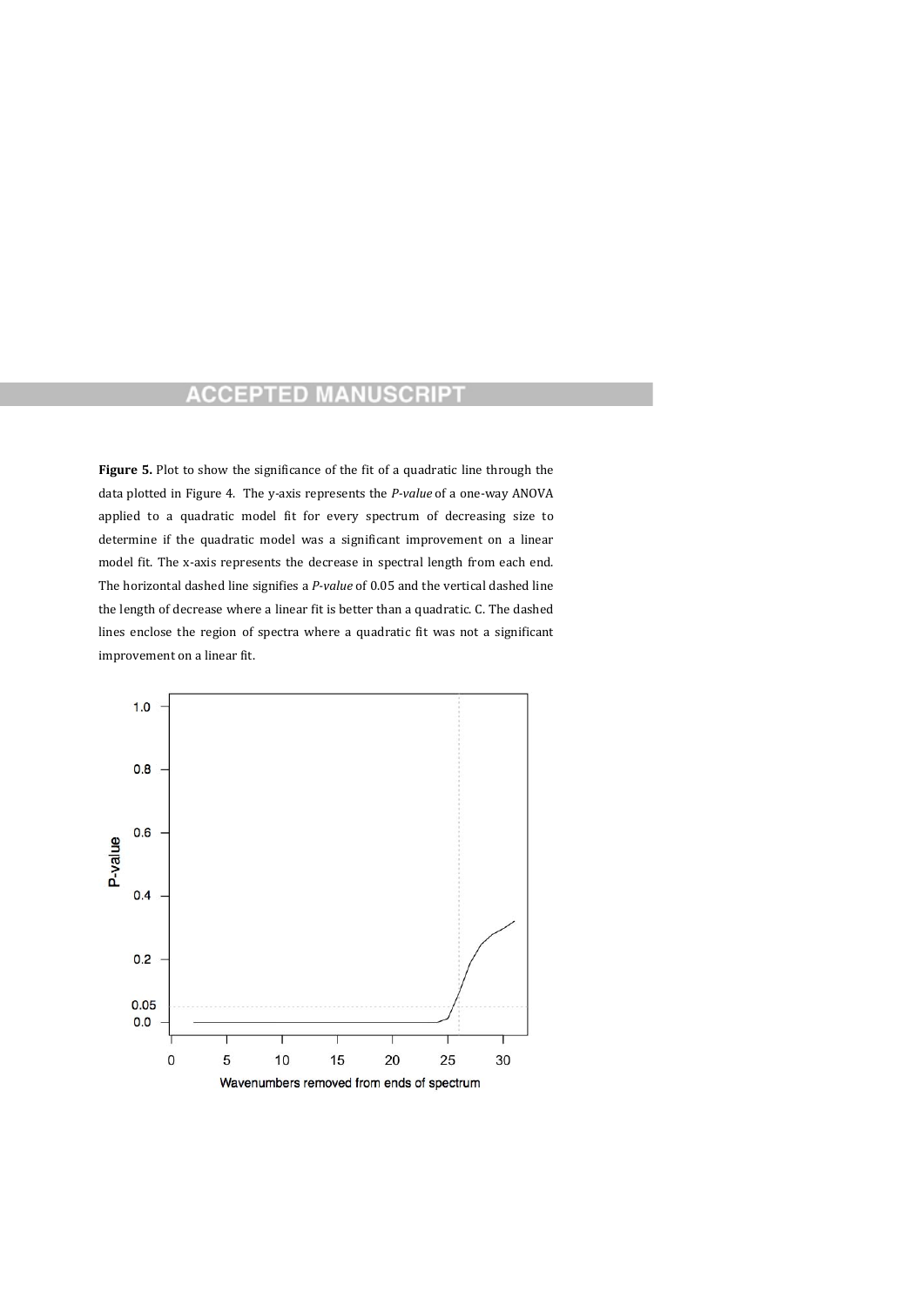**Figure 5.** Plot to show the significance of the fit of a quadratic line through the data plotted in Figure 4. The y-axis represents the *P-value* of a one-way ANOVA applied to a quadratic model fit for every spectrum of decreasing size to determine if the quadratic model was a significant improvement on a linear model fit. The x-axis represents the decrease in spectral length from each end. The horizontal dashed line signifies a *P-value* of 0.05 and the vertical dashed line the length of decrease where a linear fit is better than a quadratic. C. The dashed lines enclose the region of spectra where a quadratic fit was not a significant improvement on a linear fit.

P-value

1.0
0.8
0.6
0.4
0.2
0.05
0.0

0 5 10 15 20 25 30

Wavenumbers removed from ends of spectrum